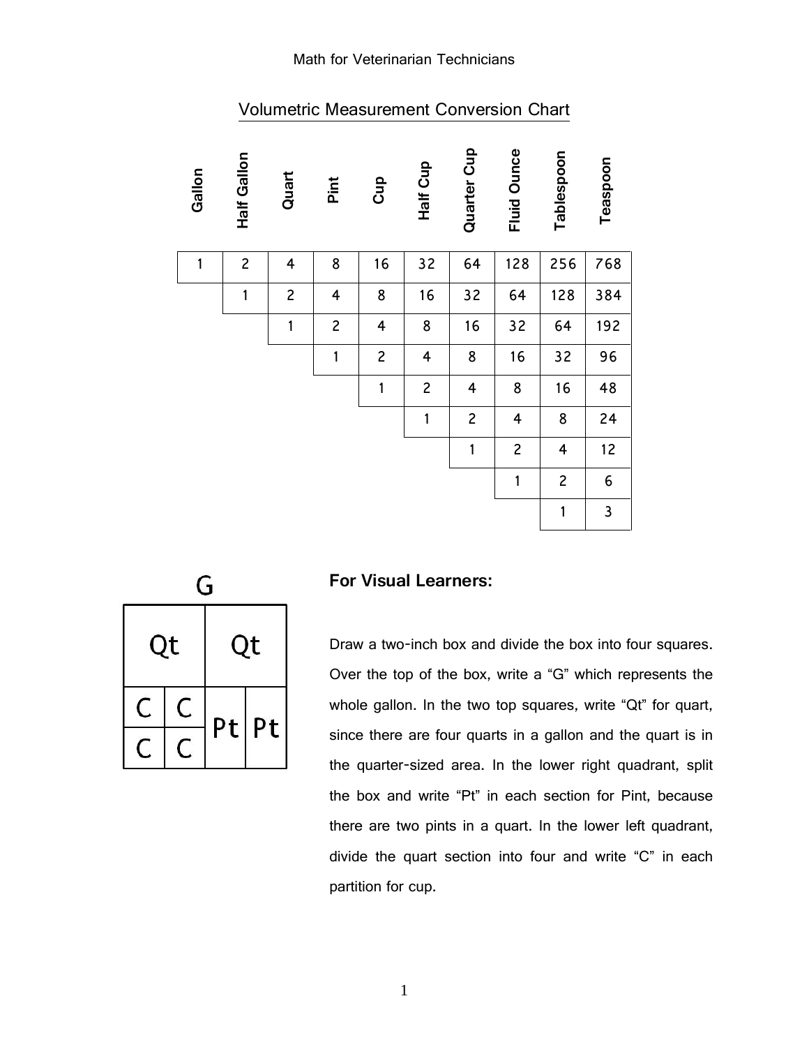## Volumetric Measurement Conversion Chart

| Gallon | Half Gallon | Quart | Pint | Cup | Half Cup | Quarter Cup | Fluid Ounce | Tablespoon | Teaspoon |
|---|---|---|---|---|---|---|---|---|---|
| 1 | 2 | 4 | 8 | 16 | 32 | 64 | 128 | 256 | 768 |
| | 1 | 2 | 4 | 8 | 16 | 32 | 64 | 128 | 384 |
| | | 1 | 2 | 4 | 8 | 16 | 32 | 64 | 192 |
| | | | 1 | 2 | 4 | 8 | 16 | 32 | 96 |
| | | | | 1 | 2 | 4 | 8 | 16 | 48 |
| | | | | | 1 | 2 | 4 | 8 | 24 |
| | | | | | | 1 | 2 | 4 | 12 |
| | | | | | | | 1 | 2 | 6 |
| | | | | | | | | 1 | 3 |

G

| Qt | | Qt | |
|---|---|---|---|
| C | C | Pt | Pt |
| C | C | | |

**For Visual Learners:**

Draw a two-inch box and divide the box into four squares. Over the top of the box, write a "G" which represents the whole gallon. In the two top squares, write "Qt" for quart, since there are four quarts in a gallon and the quart is in the quarter-sized area. In the lower right quadrant, split the box and write "Pt" in each section for Pint, because there are two pints in a quart. In the lower left quadrant, divide the quart section into four and write "C" in each partition for cup.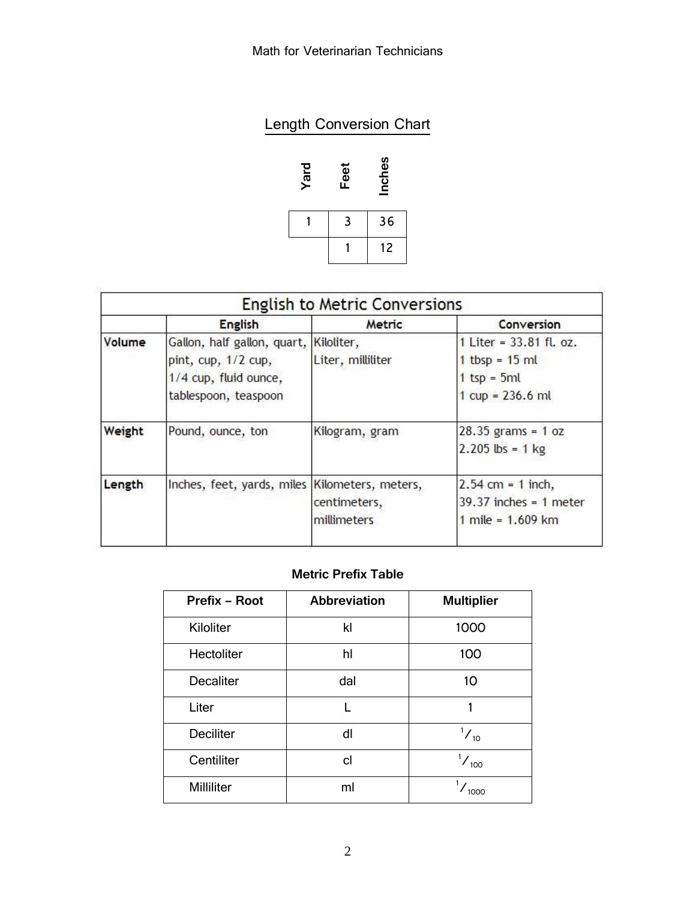## Length Conversion Chart

| Yard | Feet | Inches |
|---|---|---|
| 1 | 3 | 36 |
| | 1 | 12 |

| English to Metric Conversions | | | |
|---|---|---|---|
| | English | Metric | Conversion |
| Volume | Gallon, half gallon, quart, pint, cup, 1/2 cup, 1/4 cup, fluid ounce, tablespoon, teaspoon | Kiloliter, Liter, milliliter | 1 Liter = 33.81 fl. oz.<br>1 tbsp = 15 ml<br>1 tsp = 5ml<br>1 cup = 236.6 ml |
| Weight | Pound, ounce, ton | Kilogram, gram | 28.35 grams = 1 oz<br>2.205 lbs = 1 kg |
| Length | Inches, feet, yards, miles | Kilometers, meters, centimeters, millimeters | 2.54 cm = 1 inch,<br>39.37 inches = 1 meter<br>1 mile = 1.609 km |

**Metric Prefix Table**

| Prefix – Root | Abbreviation | Multiplier |
|---|---|---|
| Kiloliter | kl | 1000 |
| Hectoliter | hl | 100 |
| Decaliter | dal | 10 |
| Liter | L | 1 |
| Deciliter | dl | $^{1}/_{10}$ |
| Centiliter | cl | $^{1}/_{100}$ |
| Milliliter | ml | $^{1}/_{1000}$ |